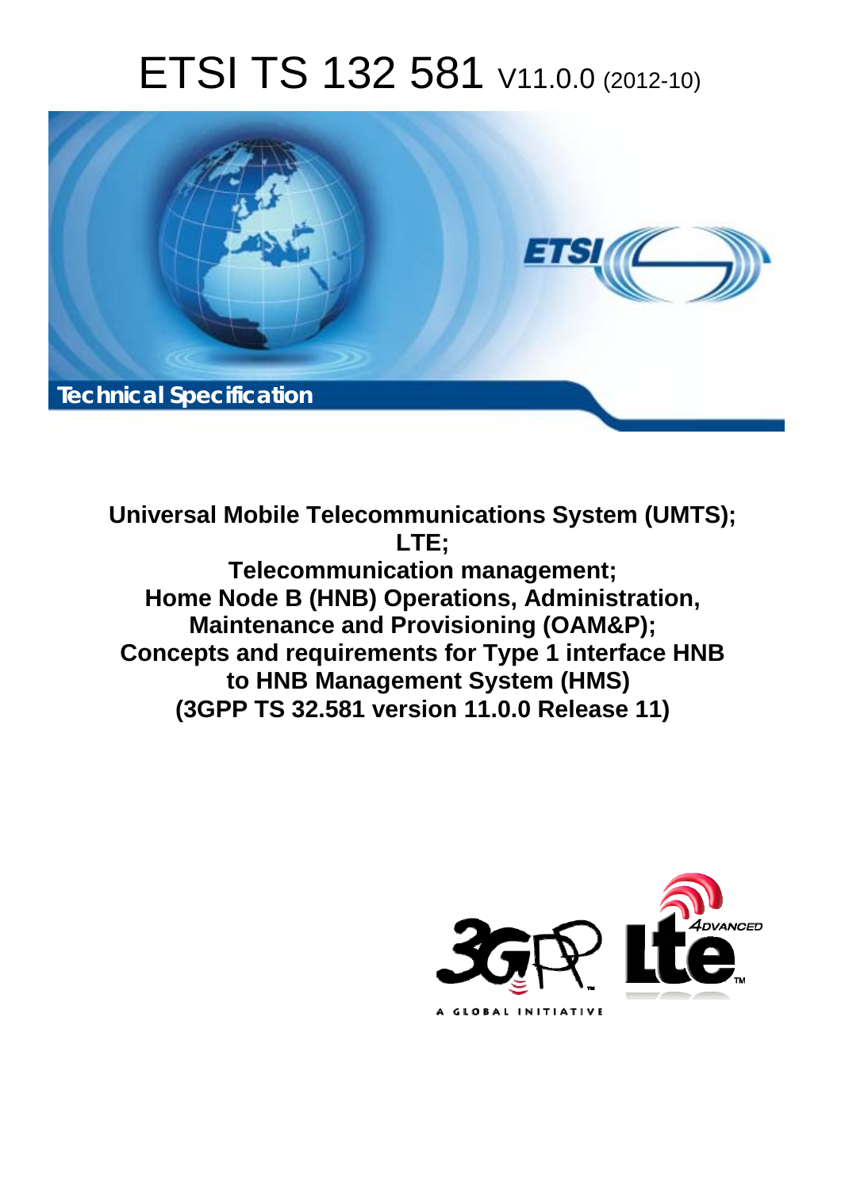# ETSI TS 132 581 V11.0.0 (2012-10)

Technical Specification

**Universal Mobile Telecommunications System (UMTS);**
**LTE;**
**Telecommunication management;**
**Home Node B (HNB) Operations, Administration, Maintenance and Provisioning (OAM&P);**
**Concepts and requirements for Type 1 interface HNB to HNB Management System (HMS)**
**(3GPP TS 32.581 version 11.0.0 Release 11)**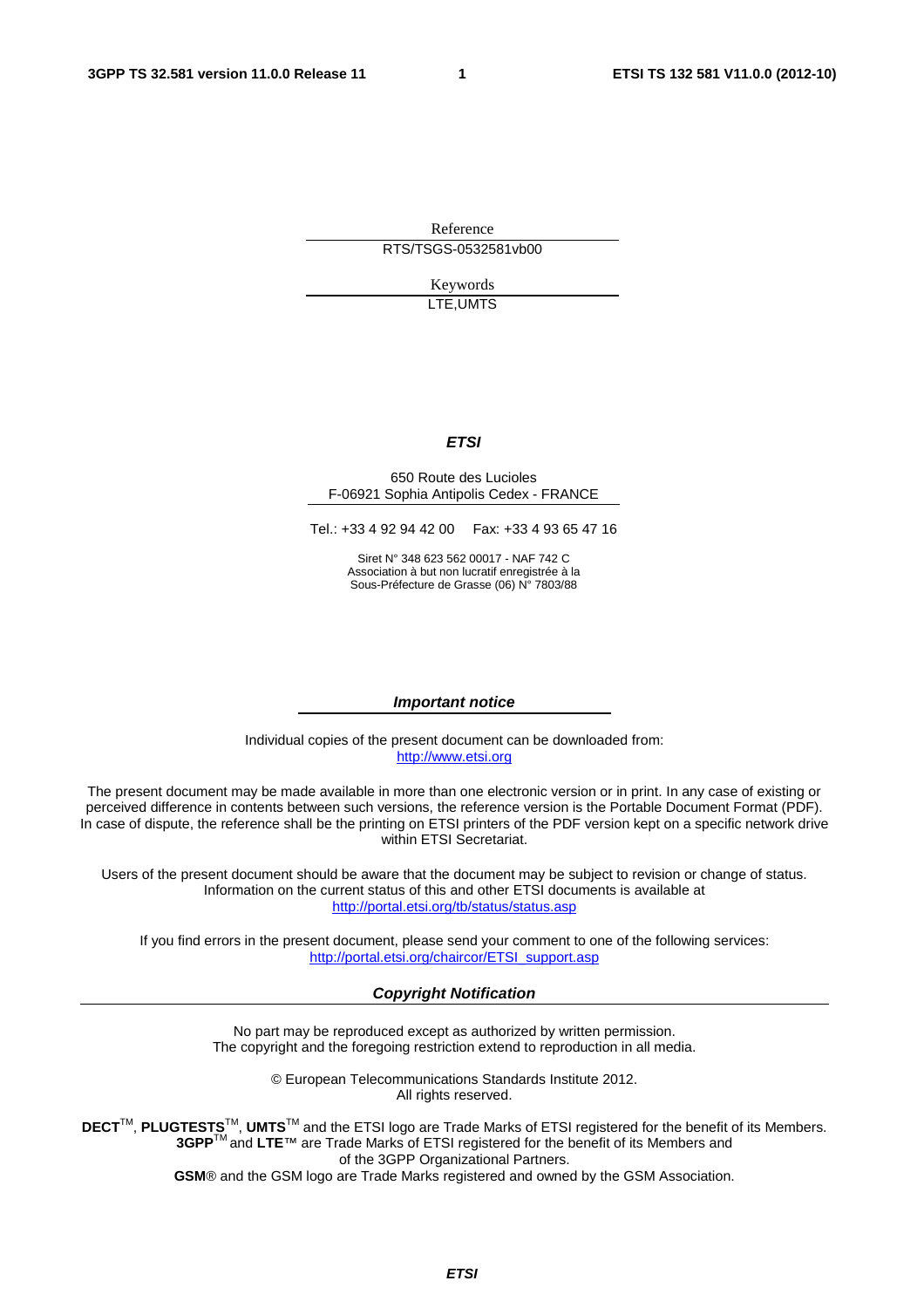Reference

RTS/TSGS-0532581vb00

Keywords

LTE,UMTS

***ETSI***

650 Route des Lucioles
F-06921 Sophia Antipolis Cedex - FRANCE

Tel.: +33 4 92 94 42 00 Fax: +33 4 93 65 47 16

Siret N° 348 623 562 00017 - NAF 742 C
Association à but non lucratif enregistrée à la
Sous-Préfecture de Grasse (06) N° 7803/88

***Important notice***

Individual copies of the present document can be downloaded from:
http://www.etsi.org

The present document may be made available in more than one electronic version or in print. In any case of existing or perceived difference in contents between such versions, the reference version is the Portable Document Format (PDF). In case of dispute, the reference shall be the printing on ETSI printers of the PDF version kept on a specific network drive within ETSI Secretariat.

Users of the present document should be aware that the document may be subject to revision or change of status. Information on the current status of this and other ETSI documents is available at
http://portal.etsi.org/tb/status/status.asp

If you find errors in the present document, please send your comment to one of the following services:
http://portal.etsi.org/chaircor/ETSI_support.asp

***Copyright Notification***

No part may be reproduced except as authorized by written permission.
The copyright and the foregoing restriction extend to reproduction in all media.

© European Telecommunications Standards Institute 2012.
All rights reserved.

**DECT**™, **PLUGTESTS**™, **UMTS**™ and the ETSI logo are Trade Marks of ETSI registered for the benefit of its Members.
**3GPP**™ and **LTE**™ are Trade Marks of ETSI registered for the benefit of its Members and
of the 3GPP Organizational Partners.
**GSM**® and the GSM logo are Trade Marks registered and owned by the GSM Association.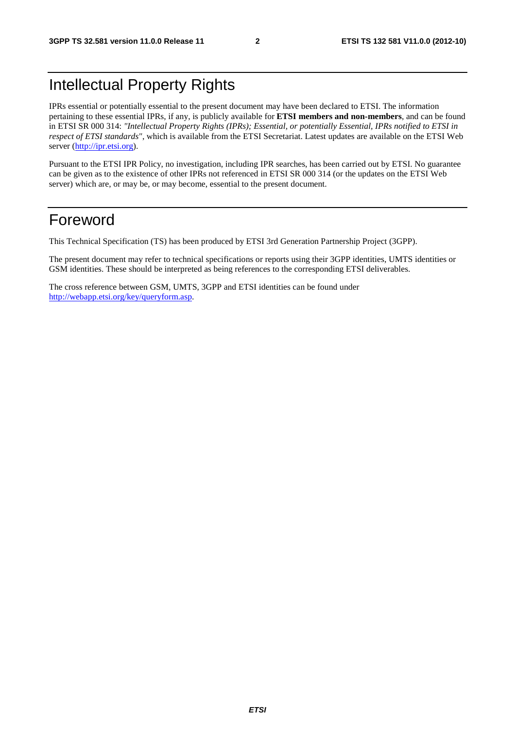# Intellectual Property Rights

IPRs essential or potentially essential to the present document may have been declared to ETSI. The information pertaining to these essential IPRs, if any, is publicly available for **ETSI members and non-members**, and can be found in ETSI SR 000 314: *"Intellectual Property Rights (IPRs); Essential, or potentially Essential, IPRs notified to ETSI in respect of ETSI standards"*, which is available from the ETSI Secretariat. Latest updates are available on the ETSI Web server (http://ipr.etsi.org).

Pursuant to the ETSI IPR Policy, no investigation, including IPR searches, has been carried out by ETSI. No guarantee can be given as to the existence of other IPRs not referenced in ETSI SR 000 314 (or the updates on the ETSI Web server) which are, or may be, or may become, essential to the present document.

# Foreword

This Technical Specification (TS) has been produced by ETSI 3rd Generation Partnership Project (3GPP).

The present document may refer to technical specifications or reports using their 3GPP identities, UMTS identities or GSM identities. These should be interpreted as being references to the corresponding ETSI deliverables.

The cross reference between GSM, UMTS, 3GPP and ETSI identities can be found under http://webapp.etsi.org/key/queryform.asp.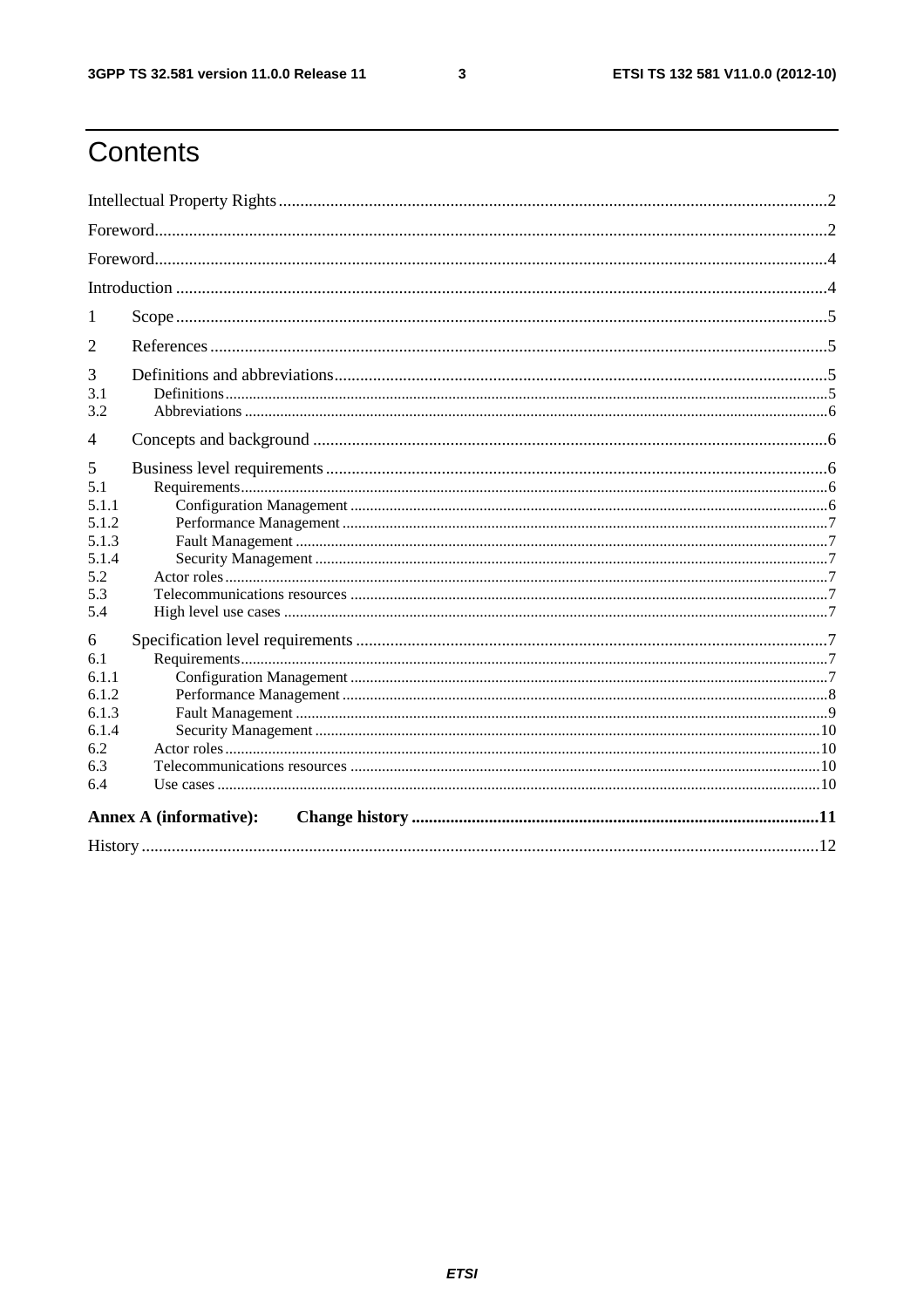# Contents

Intellectual Property Rights ..... 2

Foreword ..... 2

Foreword ..... 4

Introduction ..... 4

1 Scope ..... 5

2 References ..... 5

3 Definitions and abbreviations ..... 5

3.1 Definitions ..... 5

3.2 Abbreviations ..... 6

4 Concepts and background ..... 6

5 Business level requirements ..... 6

5.1 Requirements ..... 6

5.1.1 Configuration Management ..... 6

5.1.2 Performance Management ..... 7

5.1.3 Fault Management ..... 7

5.1.4 Security Management ..... 7

5.2 Actor roles ..... 7

5.3 Telecommunications resources ..... 7

5.4 High level use cases ..... 7

6 Specification level requirements ..... 7

6.1 Requirements ..... 7

6.1.1 Configuration Management ..... 7

6.1.2 Performance Management ..... 8

6.1.3 Fault Management ..... 9

6.1.4 Security Management ..... 10

6.2 Actor roles ..... 10

6.3 Telecommunications resources ..... 10

6.4 Use cases ..... 10

**Annex A (informative): Change history ..... 11**

History ..... 12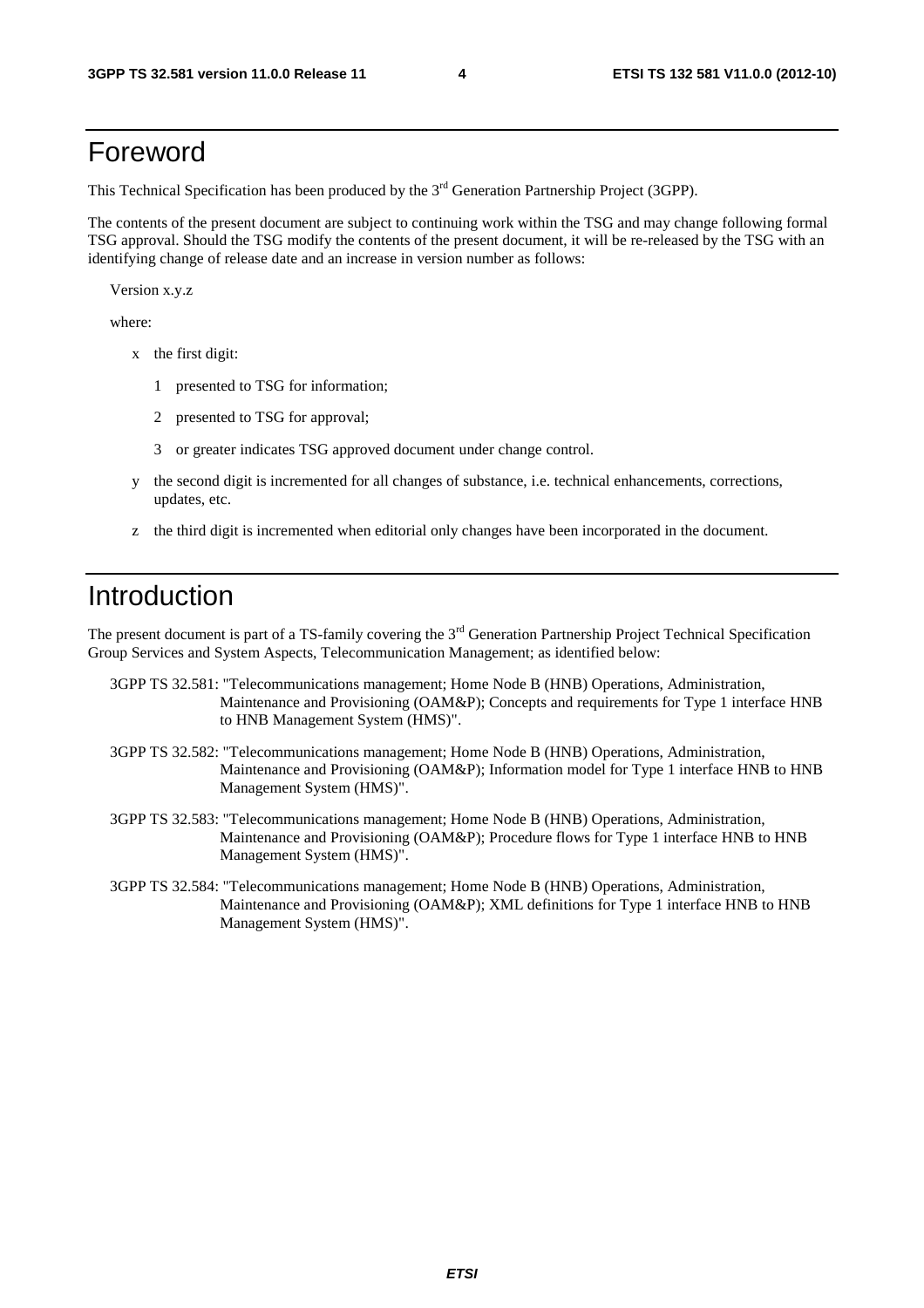# Foreword

This Technical Specification has been produced by the 3rd Generation Partnership Project (3GPP).

The contents of the present document are subject to continuing work within the TSG and may change following formal TSG approval. Should the TSG modify the contents of the present document, it will be re-released by the TSG with an identifying change of release date and an increase in version number as follows:

Version x.y.z

where:

- x the first digit:
  - 1 presented to TSG for information;
  - 2 presented to TSG for approval;
  - 3 or greater indicates TSG approved document under change control.
- y the second digit is incremented for all changes of substance, i.e. technical enhancements, corrections, updates, etc.
- z the third digit is incremented when editorial only changes have been incorporated in the document.

# Introduction

The present document is part of a TS-family covering the 3rd Generation Partnership Project Technical Specification Group Services and System Aspects, Telecommunication Management; as identified below:

3GPP TS 32.581: "Telecommunications management; Home Node B (HNB) Operations, Administration, Maintenance and Provisioning (OAM&P); Concepts and requirements for Type 1 interface HNB to HNB Management System (HMS)".

3GPP TS 32.582: "Telecommunications management; Home Node B (HNB) Operations, Administration, Maintenance and Provisioning (OAM&P); Information model for Type 1 interface HNB to HNB Management System (HMS)".

3GPP TS 32.583: "Telecommunications management; Home Node B (HNB) Operations, Administration, Maintenance and Provisioning (OAM&P); Procedure flows for Type 1 interface HNB to HNB Management System (HMS)".

3GPP TS 32.584: "Telecommunications management; Home Node B (HNB) Operations, Administration, Maintenance and Provisioning (OAM&P); XML definitions for Type 1 interface HNB to HNB Management System (HMS)".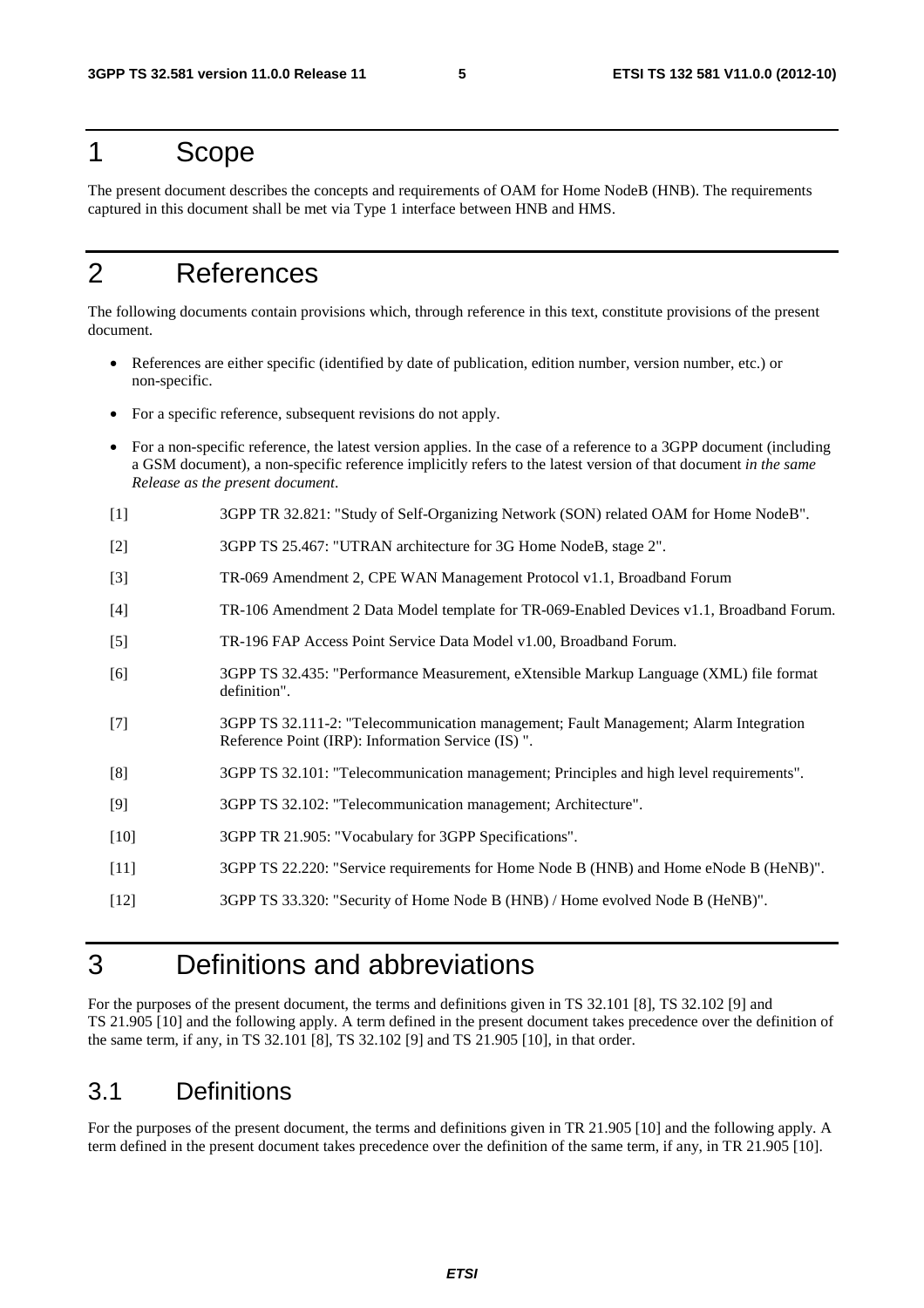# 1 Scope

The present document describes the concepts and requirements of OAM for Home NodeB (HNB). The requirements captured in this document shall be met via Type 1 interface between HNB and HMS.

# 2 References

The following documents contain provisions which, through reference in this text, constitute provisions of the present document.

- References are either specific (identified by date of publication, edition number, version number, etc.) or non-specific.
- For a specific reference, subsequent revisions do not apply.
- For a non-specific reference, the latest version applies. In the case of a reference to a 3GPP document (including a GSM document), a non-specific reference implicitly refers to the latest version of that document *in the same Release as the present document*.

[1] 3GPP TR 32.821: "Study of Self-Organizing Network (SON) related OAM for Home NodeB".

[2] 3GPP TS 25.467: "UTRAN architecture for 3G Home NodeB, stage 2".

[3] TR-069 Amendment 2, CPE WAN Management Protocol v1.1, Broadband Forum

[4] TR-106 Amendment 2 Data Model template for TR-069-Enabled Devices v1.1, Broadband Forum.

[5] TR-196 FAP Access Point Service Data Model v1.00, Broadband Forum.

[6] 3GPP TS 32.435: "Performance Measurement, eXtensible Markup Language (XML) file format definition".

[7] 3GPP TS 32.111-2: "Telecommunication management; Fault Management; Alarm Integration Reference Point (IRP): Information Service (IS) ".

[8] 3GPP TS 32.101: "Telecommunication management; Principles and high level requirements".

[9] 3GPP TS 32.102: "Telecommunication management; Architecture".

[10] 3GPP TR 21.905: "Vocabulary for 3GPP Specifications".

[11] 3GPP TS 22.220: "Service requirements for Home Node B (HNB) and Home eNode B (HeNB)".

[12] 3GPP TS 33.320: "Security of Home Node B (HNB) / Home evolved Node B (HeNB)".

# 3 Definitions and abbreviations

For the purposes of the present document, the terms and definitions given in TS 32.101 [8], TS 32.102 [9] and TS 21.905 [10] and the following apply. A term defined in the present document takes precedence over the definition of the same term, if any, in TS 32.101 [8], TS 32.102 [9] and TS 21.905 [10], in that order.

## 3.1 Definitions

For the purposes of the present document, the terms and definitions given in TR 21.905 [10] and the following apply. A term defined in the present document takes precedence over the definition of the same term, if any, in TR 21.905 [10].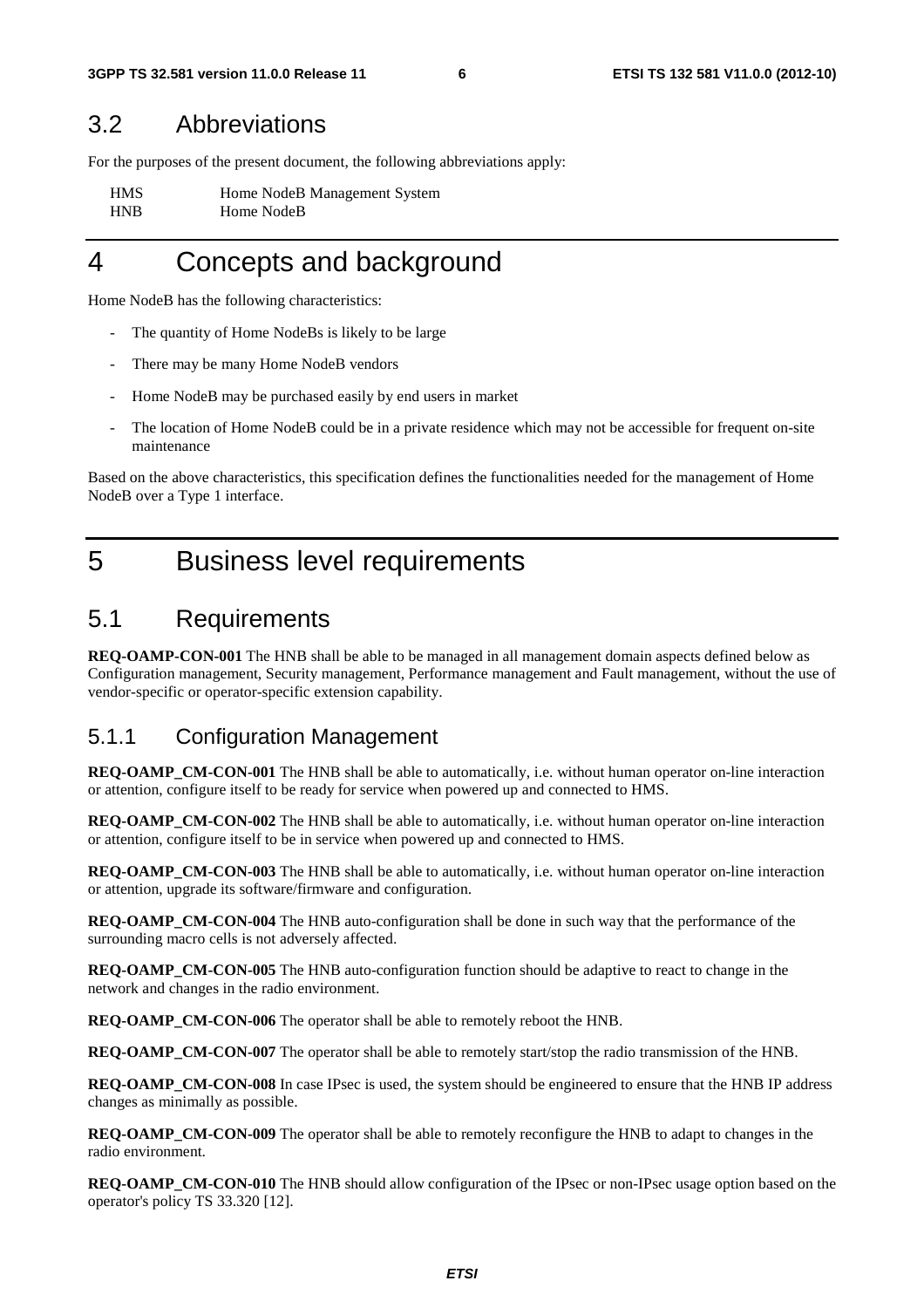## 3.2 Abbreviations

For the purposes of the present document, the following abbreviations apply:

| | |
|---|---|
| HMS | Home NodeB Management System |
| HNB | Home NodeB |

# 4 Concepts and background

Home NodeB has the following characteristics:

- The quantity of Home NodeBs is likely to be large
- There may be many Home NodeB vendors
- Home NodeB may be purchased easily by end users in market
- The location of Home NodeB could be in a private residence which may not be accessible for frequent on-site maintenance

Based on the above characteristics, this specification defines the functionalities needed for the management of Home NodeB over a Type 1 interface.

# 5 Business level requirements

## 5.1 Requirements

**REQ-OAMP-CON-001** The HNB shall be able to be managed in all management domain aspects defined below as Configuration management, Security management, Performance management and Fault management, without the use of vendor-specific or operator-specific extension capability.

### 5.1.1 Configuration Management

**REQ-OAMP_CM-CON-001** The HNB shall be able to automatically, i.e. without human operator on-line interaction or attention, configure itself to be ready for service when powered up and connected to HMS.

**REQ-OAMP_CM-CON-002** The HNB shall be able to automatically, i.e. without human operator on-line interaction or attention, configure itself to be in service when powered up and connected to HMS.

**REQ-OAMP_CM-CON-003** The HNB shall be able to automatically, i.e. without human operator on-line interaction or attention, upgrade its software/firmware and configuration.

**REQ-OAMP_CM-CON-004** The HNB auto-configuration shall be done in such way that the performance of the surrounding macro cells is not adversely affected.

**REQ-OAMP_CM-CON-005** The HNB auto-configuration function should be adaptive to react to change in the network and changes in the radio environment.

**REQ-OAMP_CM-CON-006** The operator shall be able to remotely reboot the HNB.

**REQ-OAMP_CM-CON-007** The operator shall be able to remotely start/stop the radio transmission of the HNB.

**REQ-OAMP_CM-CON-008** In case IPsec is used, the system should be engineered to ensure that the HNB IP address changes as minimally as possible.

**REQ-OAMP_CM-CON-009** The operator shall be able to remotely reconfigure the HNB to adapt to changes in the radio environment.

**REQ-OAMP_CM-CON-010** The HNB should allow configuration of the IPsec or non-IPsec usage option based on the operator's policy TS 33.320 [12].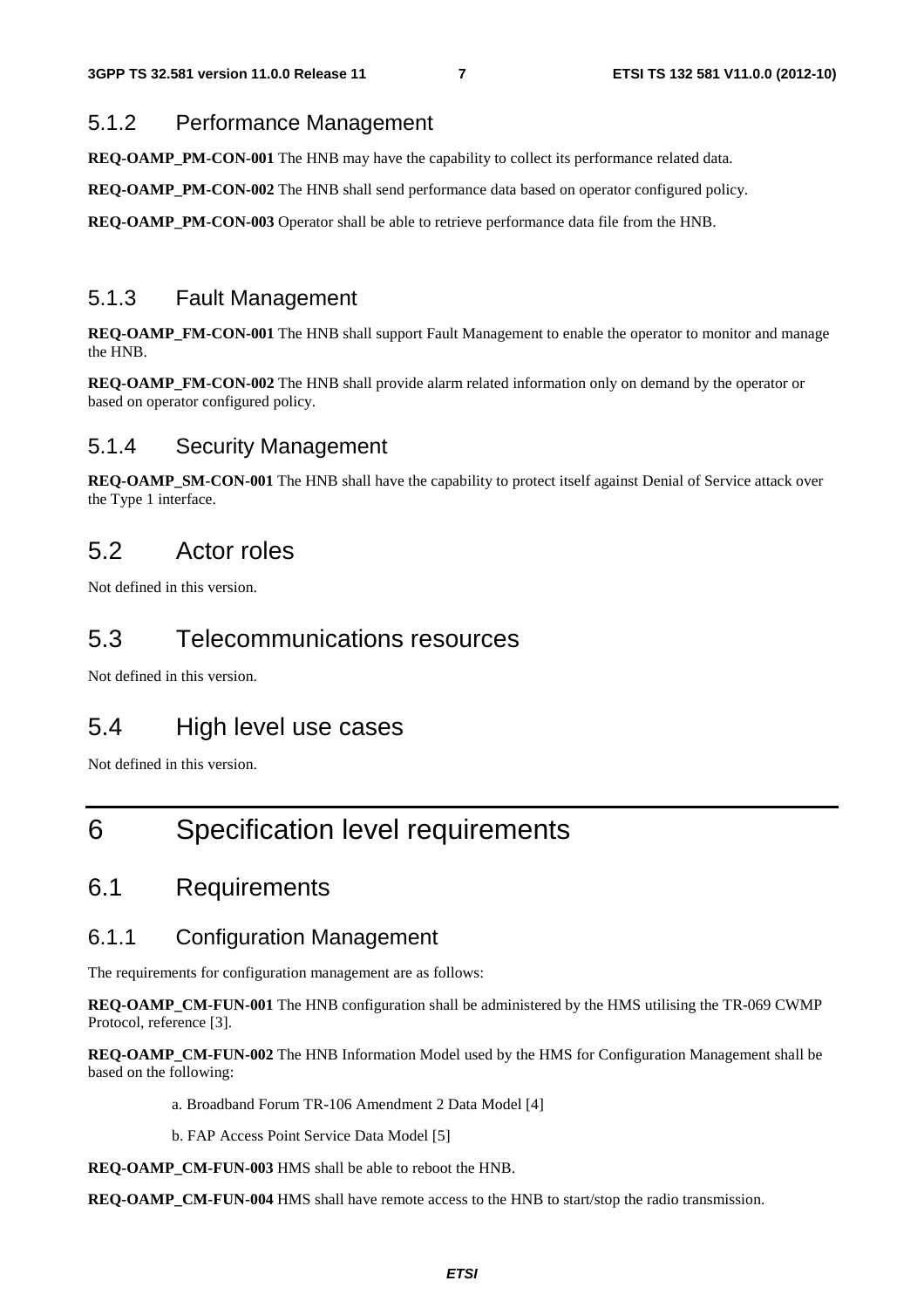### 5.1.2 Performance Management

**REQ-OAMP_PM-CON-001** The HNB may have the capability to collect its performance related data.

**REQ-OAMP_PM-CON-002** The HNB shall send performance data based on operator configured policy.

**REQ-OAMP_PM-CON-003** Operator shall be able to retrieve performance data file from the HNB.

### 5.1.3 Fault Management

**REQ-OAMP_FM-CON-001** The HNB shall support Fault Management to enable the operator to monitor and manage the HNB.

**REQ-OAMP_FM-CON-002** The HNB shall provide alarm related information only on demand by the operator or based on operator configured policy.

### 5.1.4 Security Management

**REQ-OAMP_SM-CON-001** The HNB shall have the capability to protect itself against Denial of Service attack over the Type 1 interface.

## 5.2 Actor roles

Not defined in this version.

## 5.3 Telecommunications resources

Not defined in this version.

## 5.4 High level use cases

Not defined in this version.

# 6 Specification level requirements

## 6.1 Requirements

### 6.1.1 Configuration Management

The requirements for configuration management are as follows:

**REQ-OAMP_CM-FUN-001** The HNB configuration shall be administered by the HMS utilising the TR-069 CWMP Protocol, reference [3].

**REQ-OAMP_CM-FUN-002** The HNB Information Model used by the HMS for Configuration Management shall be based on the following:

a. Broadband Forum TR-106 Amendment 2 Data Model [4]

b. FAP Access Point Service Data Model [5]

**REQ-OAMP_CM-FUN-003** HMS shall be able to reboot the HNB.

**REQ-OAMP_CM-FUN-004** HMS shall have remote access to the HNB to start/stop the radio transmission.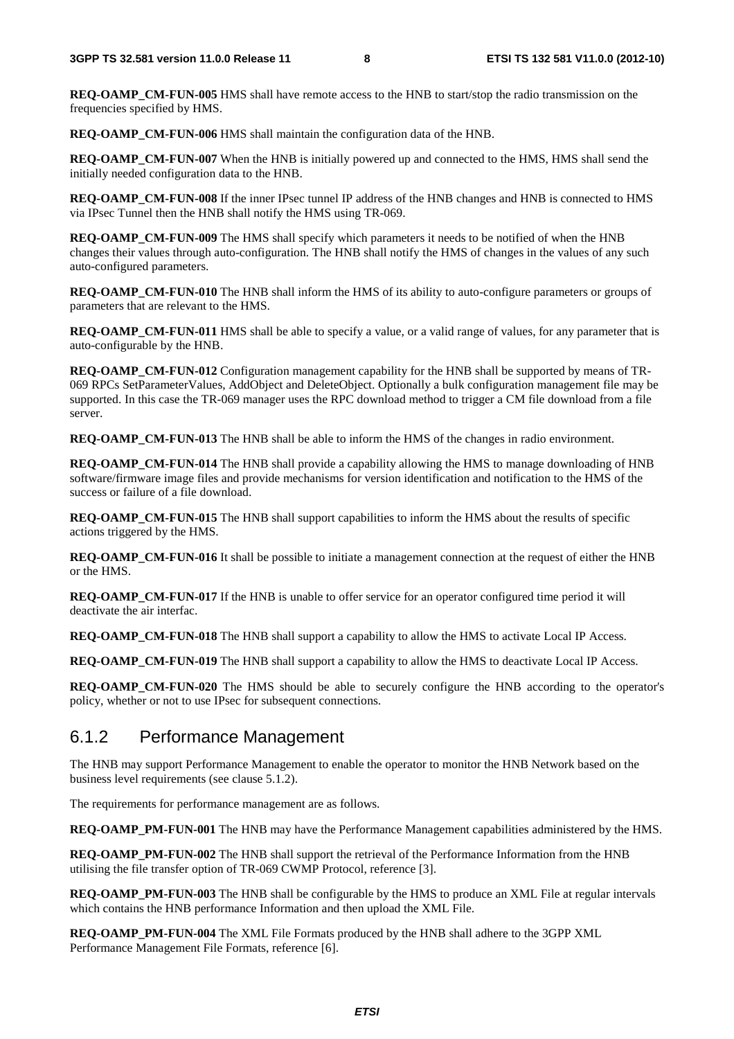**REQ-OAMP_CM-FUN-005** HMS shall have remote access to the HNB to start/stop the radio transmission on the frequencies specified by HMS.

**REQ-OAMP_CM-FUN-006** HMS shall maintain the configuration data of the HNB.

**REQ-OAMP_CM-FUN-007** When the HNB is initially powered up and connected to the HMS, HMS shall send the initially needed configuration data to the HNB.

**REQ-OAMP_CM-FUN-008** If the inner IPsec tunnel IP address of the HNB changes and HNB is connected to HMS via IPsec Tunnel then the HNB shall notify the HMS using TR-069.

**REQ-OAMP_CM-FUN-009** The HMS shall specify which parameters it needs to be notified of when the HNB changes their values through auto-configuration. The HNB shall notify the HMS of changes in the values of any such auto-configured parameters.

**REQ-OAMP_CM-FUN-010** The HNB shall inform the HMS of its ability to auto-configure parameters or groups of parameters that are relevant to the HMS.

**REQ-OAMP_CM-FUN-011** HMS shall be able to specify a value, or a valid range of values, for any parameter that is auto-configurable by the HNB.

**REQ-OAMP_CM-FUN-012** Configuration management capability for the HNB shall be supported by means of TR-069 RPCs SetParameterValues, AddObject and DeleteObject. Optionally a bulk configuration management file may be supported. In this case the TR-069 manager uses the RPC download method to trigger a CM file download from a file server.

**REQ-OAMP_CM-FUN-013** The HNB shall be able to inform the HMS of the changes in radio environment.

**REQ-OAMP_CM-FUN-014** The HNB shall provide a capability allowing the HMS to manage downloading of HNB software/firmware image files and provide mechanisms for version identification and notification to the HMS of the success or failure of a file download.

**REQ-OAMP_CM-FUN-015** The HNB shall support capabilities to inform the HMS about the results of specific actions triggered by the HMS.

**REQ-OAMP_CM-FUN-016** It shall be possible to initiate a management connection at the request of either the HNB or the HMS.

**REQ-OAMP_CM-FUN-017** If the HNB is unable to offer service for an operator configured time period it will deactivate the air interfac.

**REQ-OAMP_CM-FUN-018** The HNB shall support a capability to allow the HMS to activate Local IP Access.

**REQ-OAMP_CM-FUN-019** The HNB shall support a capability to allow the HMS to deactivate Local IP Access.

**REQ-OAMP_CM-FUN-020** The HMS should be able to securely configure the HNB according to the operator's policy, whether or not to use IPsec for subsequent connections.

### 6.1.2 Performance Management

The HNB may support Performance Management to enable the operator to monitor the HNB Network based on the business level requirements (see clause 5.1.2).

The requirements for performance management are as follows.

**REQ-OAMP_PM-FUN-001** The HNB may have the Performance Management capabilities administered by the HMS.

**REQ-OAMP_PM-FUN-002** The HNB shall support the retrieval of the Performance Information from the HNB utilising the file transfer option of TR-069 CWMP Protocol, reference [3].

**REQ-OAMP_PM-FUN-003** The HNB shall be configurable by the HMS to produce an XML File at regular intervals which contains the HNB performance Information and then upload the XML File.

**REQ-OAMP_PM-FUN-004** The XML File Formats produced by the HNB shall adhere to the 3GPP XML Performance Management File Formats, reference [6].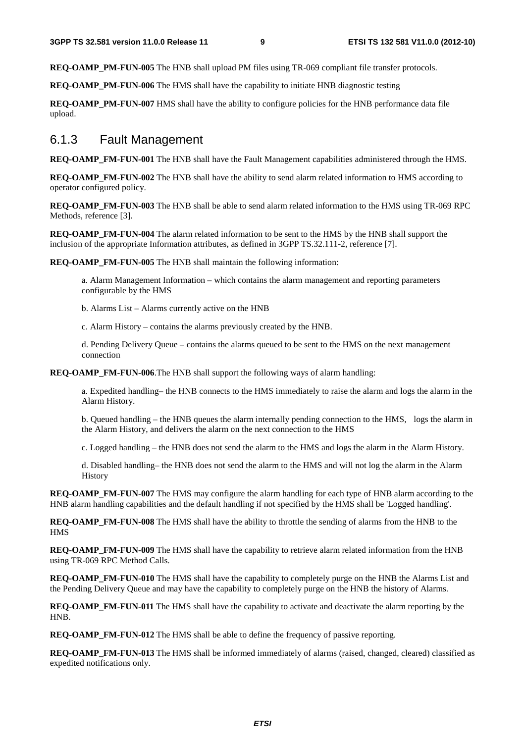**REQ-OAMP_PM-FUN-005** The HNB shall upload PM files using TR-069 compliant file transfer protocols.

**REQ-OAMP_PM-FUN-006** The HMS shall have the capability to initiate HNB diagnostic testing

**REQ-OAMP_PM-FUN-007** HMS shall have the ability to configure policies for the HNB performance data file upload.

### 6.1.3 Fault Management

**REQ-OAMP_FM-FUN-001** The HNB shall have the Fault Management capabilities administered through the HMS.

**REQ-OAMP_FM-FUN-002** The HNB shall have the ability to send alarm related information to HMS according to operator configured policy.

**REQ-OAMP_FM-FUN-003** The HNB shall be able to send alarm related information to the HMS using TR-069 RPC Methods, reference [3].

**REQ-OAMP_FM-FUN-004** The alarm related information to be sent to the HMS by the HNB shall support the inclusion of the appropriate Information attributes, as defined in 3GPP TS.32.111-2, reference [7].

**REQ-OAMP_FM-FUN-005** The HNB shall maintain the following information:

a. Alarm Management Information – which contains the alarm management and reporting parameters configurable by the HMS

b. Alarms List – Alarms currently active on the HNB

c. Alarm History – contains the alarms previously created by the HNB.

d. Pending Delivery Queue – contains the alarms queued to be sent to the HMS on the next management connection

**REQ-OAMP_FM-FUN-006**.The HNB shall support the following ways of alarm handling:

a. Expedited handling– the HNB connects to the HMS immediately to raise the alarm and logs the alarm in the Alarm History.

b. Queued handling – the HNB queues the alarm internally pending connection to the HMS, logs the alarm in the Alarm History, and delivers the alarm on the next connection to the HMS

c. Logged handling – the HNB does not send the alarm to the HMS and logs the alarm in the Alarm History.

d. Disabled handling– the HNB does not send the alarm to the HMS and will not log the alarm in the Alarm History

**REQ-OAMP_FM-FUN-007** The HMS may configure the alarm handling for each type of HNB alarm according to the HNB alarm handling capabilities and the default handling if not specified by the HMS shall be 'Logged handling'.

**REQ-OAMP_FM-FUN-008** The HMS shall have the ability to throttle the sending of alarms from the HNB to the HMS

**REQ-OAMP_FM-FUN-009** The HMS shall have the capability to retrieve alarm related information from the HNB using TR-069 RPC Method Calls.

**REQ-OAMP_FM-FUN-010** The HMS shall have the capability to completely purge on the HNB the Alarms List and the Pending Delivery Queue and may have the capability to completely purge on the HNB the history of Alarms.

**REQ-OAMP_FM-FUN-011** The HMS shall have the capability to activate and deactivate the alarm reporting by the HNB.

**REQ-OAMP_FM-FUN-012** The HMS shall be able to define the frequency of passive reporting.

**REQ-OAMP_FM-FUN-013** The HMS shall be informed immediately of alarms (raised, changed, cleared) classified as expedited notifications only.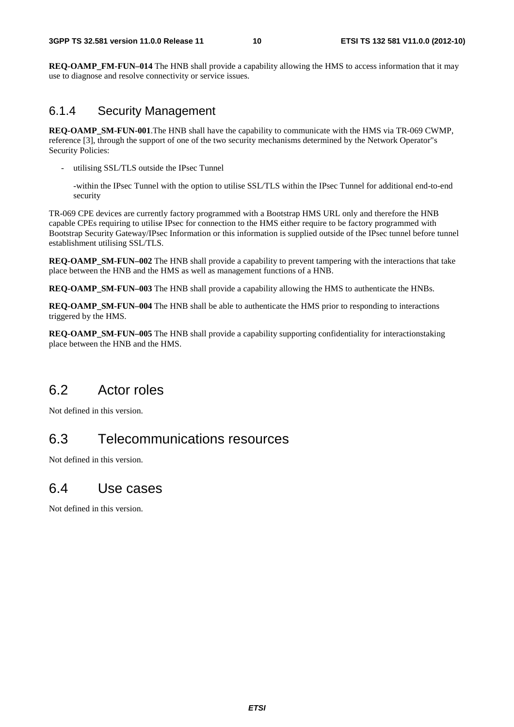**REQ-OAMP_FM-FUN–014** The HNB shall provide a capability allowing the HMS to access information that it may use to diagnose and resolve connectivity or service issues.

### 6.1.4 Security Management

**REQ-OAMP_SM-FUN-001**.The HNB shall have the capability to communicate with the HMS via TR-069 CWMP, reference [3], through the support of one of the two security mechanisms determined by the Network Operator"s Security Policies:

- utilising SSL/TLS outside the IPsec Tunnel

  -within the IPsec Tunnel with the option to utilise SSL/TLS within the IPsec Tunnel for additional end-to-end security

TR-069 CPE devices are currently factory programmed with a Bootstrap HMS URL only and therefore the HNB capable CPEs requiring to utilise IPsec for connection to the HMS either require to be factory programmed with Bootstrap Security Gateway/IPsec Information or this information is supplied outside of the IPsec tunnel before tunnel establishment utilising SSL/TLS.

**REQ-OAMP_SM-FUN–002** The HNB shall provide a capability to prevent tampering with the interactions that take place between the HNB and the HMS as well as management functions of a HNB.

**REQ-OAMP_SM-FUN–003** The HNB shall provide a capability allowing the HMS to authenticate the HNBs.

**REQ-OAMP_SM-FUN–004** The HNB shall be able to authenticate the HMS prior to responding to interactions triggered by the HMS.

**REQ-OAMP_SM-FUN–005** The HNB shall provide a capability supporting confidentiality for interactionstaking place between the HNB and the HMS.

## 6.2 Actor roles

Not defined in this version.

## 6.3 Telecommunications resources

Not defined in this version.

## 6.4 Use cases

Not defined in this version.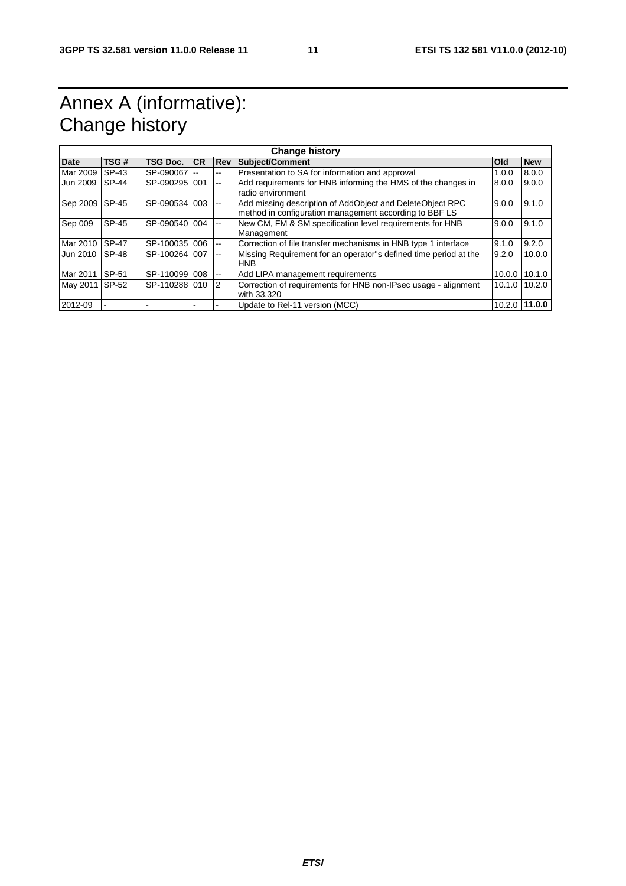# Annex A (informative): Change history

| Change history | | | | | | | |
|---|---|---|---|---|---|---|---|
| **Date** | **TSG #** | **TSG Doc.** | **CR** | **Rev** | **Subject/Comment** | **Old** | **New** |
| Mar 2009 | SP-43 | SP-090067 | -- | -- | Presentation to SA for information and approval | 1.0.0 | 8.0.0 |
| Jun 2009 | SP-44 | SP-090295 | 001 | -- | Add requirements for HNB informing the HMS of the changes in radio environment | 8.0.0 | 9.0.0 |
| Sep 2009 | SP-45 | SP-090534 | 003 | -- | Add missing description of AddObject and DeleteObject RPC method in configuration management according to BBF LS | 9.0.0 | 9.1.0 |
| Sep 009 | SP-45 | SP-090540 | 004 | -- | New CM, FM & SM specification level requirements for HNB Management | 9.0.0 | 9.1.0 |
| Mar 2010 | SP-47 | SP-100035 | 006 | -- | Correction of file transfer mechanisms in HNB type 1 interface | 9.1.0 | 9.2.0 |
| Jun 2010 | SP-48 | SP-100264 | 007 | -- | Missing Requirement for an operator"s defined time period at the HNB | 9.2.0 | 10.0.0 |
| Mar 2011 | SP-51 | SP-110099 | 008 | -- | Add LIPA management requirements | 10.0.0 | 10.1.0 |
| May 2011 | SP-52 | SP-110288 | 010 | 2 | Correction of requirements for HNB non-IPsec usage - alignment with 33.320 | 10.1.0 | 10.2.0 |
| 2012-09 | - | - | - | - | Update to Rel-11 version (MCC) | 10.2.0 | **11.0.0** |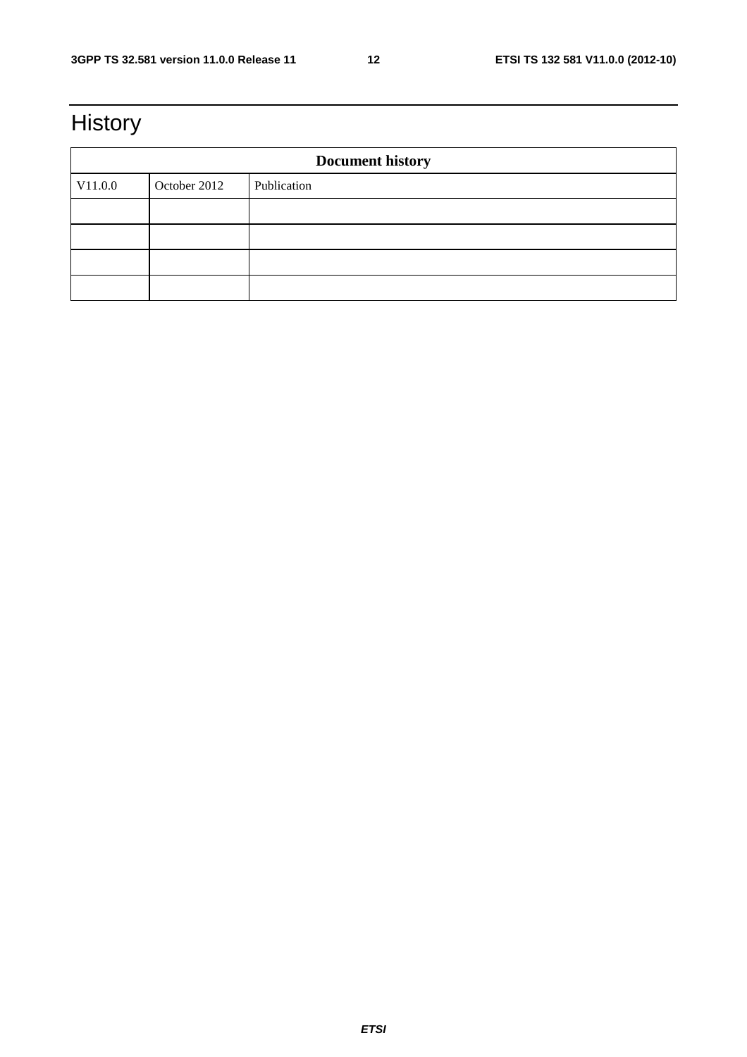# History

| Document history | | |
|---|---|---|
| V11.0.0 | October 2012 | Publication |
| | | |
| | | |
| | | |
| | | |